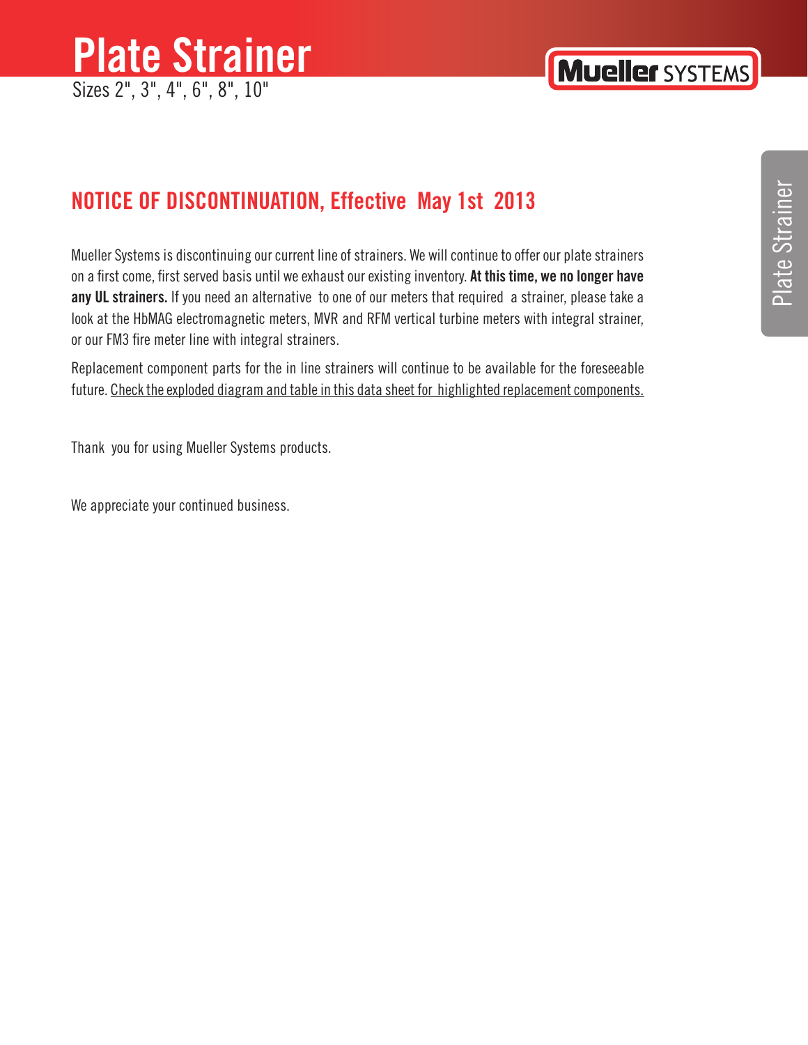# Plate Strainer

Sizes 2", 3", 4", 6", 8", 10"

## NOTICE OF DISCONTINUATION, Effective May 1st 2013

Mueller Systems is discontinuing our current line of strainers. We will continue to offer our plate strainers on a first come, first served basis until we exhaust our existing inventory. **At this time, we no longer have any UL strainers.** If you need an alternative to one of our meters that required a strainer, please take a look at the HbMAG electromagnetic meters, MVR and RFM vertical turbine meters with integral strainer, or our FM3 fire meter line with integral strainers.

Replacement component parts for the in line strainers will continue to be available for the foreseeable future. Check the exploded diagram and table in this data sheet for highlighted replacement components.

Thank you for using Mueller Systems products.

We appreciate your continued business.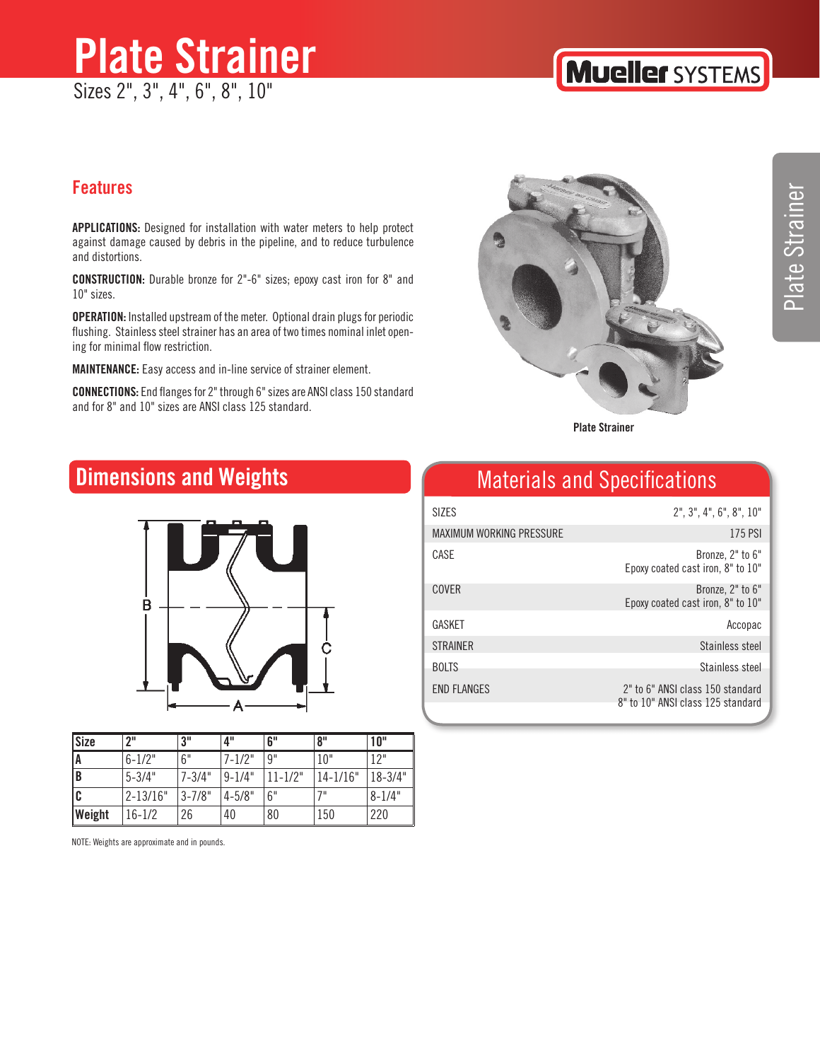# Plate Strainer

Sizes 2", 3", 4", 6", 8", 10"

## Features

**APPLICATIONS:** Designed for installation with water meters to help protect against damage caused by debris in the pipeline, and to reduce turbulence and distortions.

**CONSTRUCTION:** Durable bronze for 2"-6" sizes; epoxy cast iron for 8" and 10" sizes.

**OPERATION:** Installed upstream of the meter. Optional drain plugs for periodic flushing. Stainless steel strainer has an area of two times nominal inlet opening for minimal flow restriction.

**MAINTENANCE:** Easy access and in-line service of strainer element.

**CONNECTIONS:** End flanges for 2" through 6" sizes are ANSI class 150 standard and for 8" and 10" sizes are ANSI class 125 standard.

Plate Strainer

## Dimensions and Weights

| Size | 2" | 3" | 4" | 6" | 8" | 10" |
|---|---|---|---|---|---|---|
| A | 6-1/2" | 6" | 7-1/2" | 9" | 10" | 12" |
| B | 5-3/4" | 7-3/4" | 9-1/4" | 11-1/2" | 14-1/16" | 18-3/4" |
| C | 2-13/16" | 3-7/8" | 4-5/8" | 6" | 7" | 8-1/4" |
| Weight | 16-1/2 | 26 | 40 | 80 | 150 | 220 |

NOTE: Weights are approximate and in pounds.

## Materials and Specifications

| | |
|---|---|
| SIZES | 2", 3", 4", 6", 8", 10" |
| MAXIMUM WORKING PRESSURE | 175 PSI |
| CASE | Bronze, 2" to 6"<br>Epoxy coated cast iron, 8" to 10" |
| COVER | Bronze, 2" to 6"<br>Epoxy coated cast iron, 8" to 10" |
| GASKET | Accopac |
| STRAINER | Stainless steel |
| BOLTS | Stainless steel |
| END FLANGES | 2" to 6" ANSI class 150 standard<br>8" to 10" ANSI class 125 standard |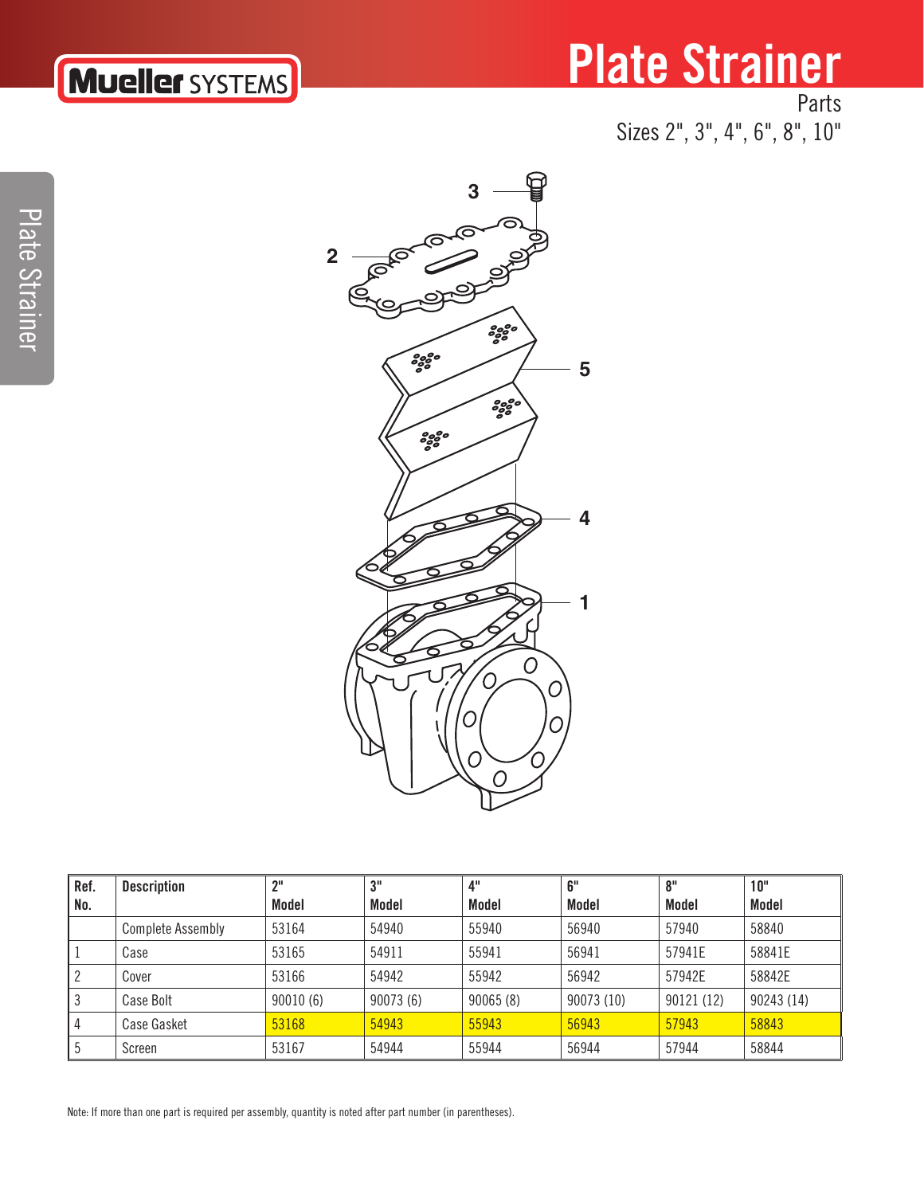# Plate Strainer

Parts

Sizes 2", 3", 4", 6", 8", 10"

| Ref. No. | Description | 2" Model | 3" Model | 4" Model | 6" Model | 8" Model | 10" Model |
|---|---|---|---|---|---|---|---|
| | Complete Assembly | 53164 | 54940 | 55940 | 56940 | 57940 | 58840 |
| 1 | Case | 53165 | 54911 | 55941 | 56941 | 57941E | 58841E |
| 2 | Cover | 53166 | 54942 | 55942 | 56942 | 57942E | 58842E |
| 3 | Case Bolt | 90010 (6) | 90073 (6) | 90065 (8) | 90073 (10) | 90121 (12) | 90243 (14) |
| 4 | Case Gasket | 53168 | 54943 | 55943 | 56943 | 57943 | 58843 |
| 5 | Screen | 53167 | 54944 | 55944 | 56944 | 57944 | 58844 |

Note: If more than one part is required per assembly, quantity is noted after part number (in parentheses).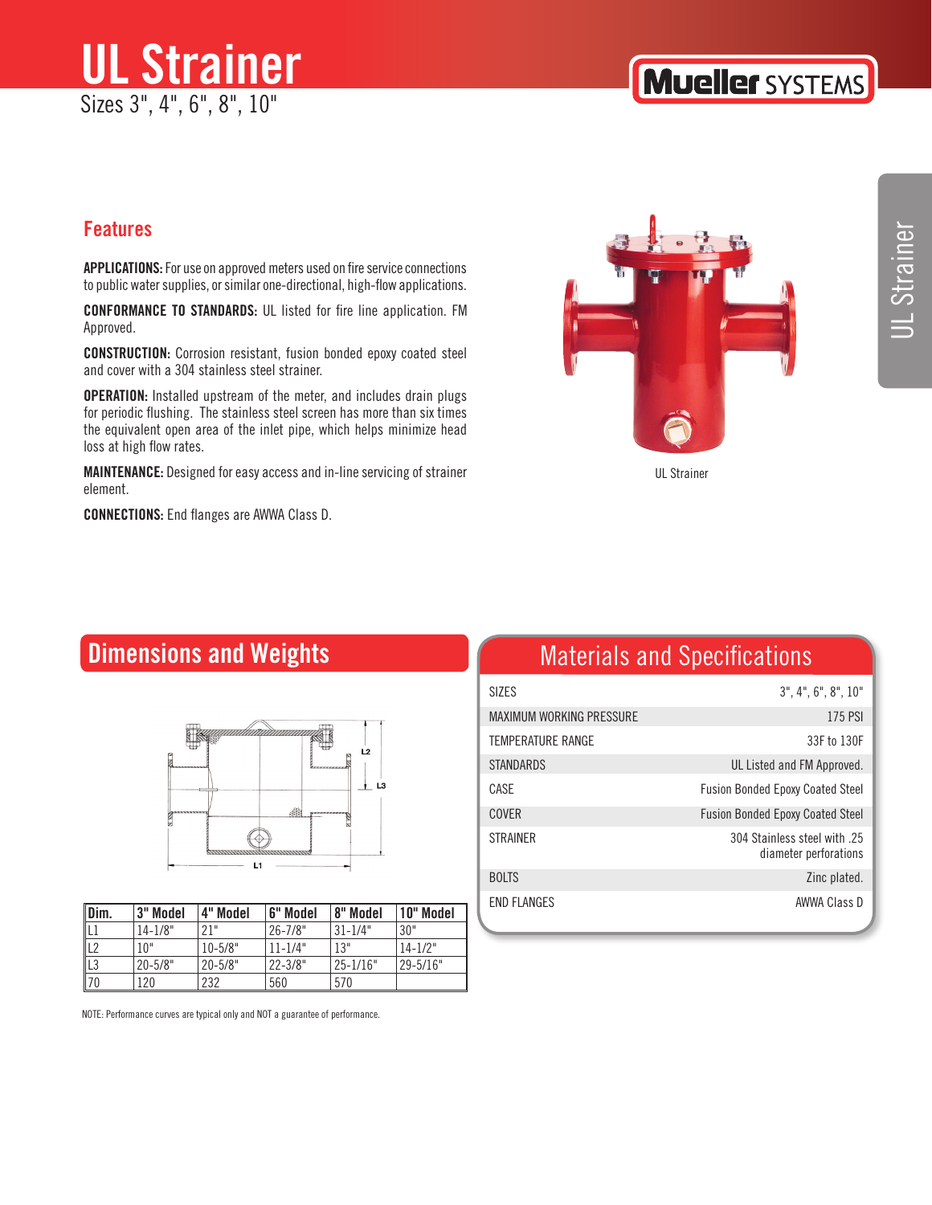# UL Strainer

Sizes 3", 4", 6", 8", 10"

Mueller SYSTEMS

## Features

**APPLICATIONS:** For use on approved meters used on fire service connections to public water supplies, or similar one-directional, high-flow applications.

**CONFORMANCE TO STANDARDS:** UL listed for fire line application. FM Approved.

**CONSTRUCTION:** Corrosion resistant, fusion bonded epoxy coated steel and cover with a 304 stainless steel strainer.

**OPERATION:** Installed upstream of the meter, and includes drain plugs for periodic flushing. The stainless steel screen has more than six times the equivalent open area of the inlet pipe, which helps minimize head loss at high flow rates.

**MAINTENANCE:** Designed for easy access and in-line servicing of strainer element.

**CONNECTIONS:** End flanges are AWWA Class D.

UL Strainer

## Dimensions and Weights

| Dim. | 3" Model | 4" Model | 6" Model | 8" Model | 10" Model |
|---|---|---|---|---|---|
| L1 | 14-1/8" | 21" | 26-7/8" | 31-1/4" | 30" |
| L2 | 10" | 10-5/8" | 11-1/4" | 13" | 14-1/2" |
| L3 | 20-5/8" | 20-5/8" | 22-3/8" | 25-1/16" | 29-5/16" |
| 70 | 120 | 232 | 560 | 570 | |

NOTE: Performance curves are typical only and NOT a guarantee of performance.

## Materials and Specifications

| | |
|---|---|
| SIZES | 3", 4", 6", 8", 10" |
| MAXIMUM WORKING PRESSURE | 175 PSI |
| TEMPERATURE RANGE | 33F to 130F |
| STANDARDS | UL Listed and FM Approved. |
| CASE | Fusion Bonded Epoxy Coated Steel |
| COVER | Fusion Bonded Epoxy Coated Steel |
| STRAINER | 304 Stainless steel with .25 diameter perforations |
| BOLTS | Zinc plated. |
| END FLANGES | AWWA Class D |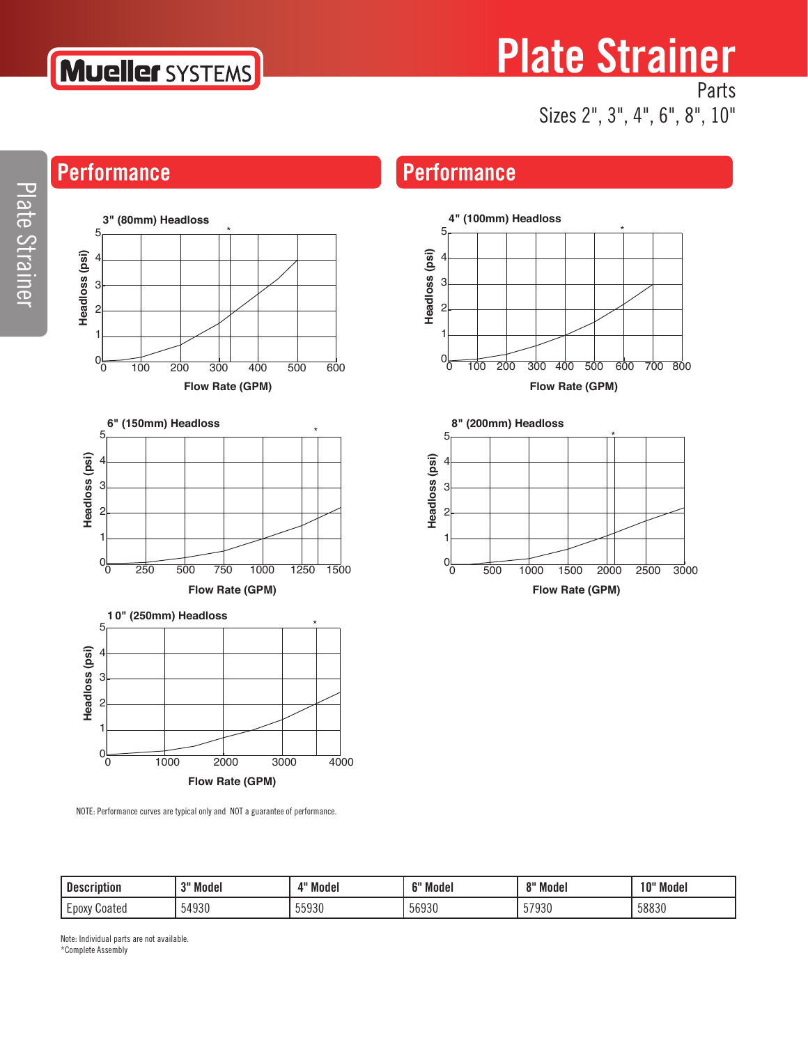# Plate Strainer

Parts

Sizes 2", 3", 4", 6", 8", 10"

## Performance

3" (80mm) Headloss

Headloss (psi) vs. Flow Rate (GPM)

4" (100mm) Headloss

Headloss (psi) vs. Flow Rate (GPM)

6" (150mm) Headloss

Headloss (psi) vs. Flow Rate (GPM)

8" (200mm) Headloss

Headloss (psi) vs. Flow Rate (GPM)

10" (250mm) Headloss

Headloss (psi) vs. Flow Rate (GPM)

NOTE: Performance curves are typical only and NOT a guarantee of performance.

| Description | 3" Model | 4" Model | 6" Model | 8" Model | 10" Model |
|---|---|---|---|---|---|
| Epoxy Coated | 54930 | 55930 | 56930 | 57930 | 58830 |

Note: Individual parts are not available.
*Complete Assembly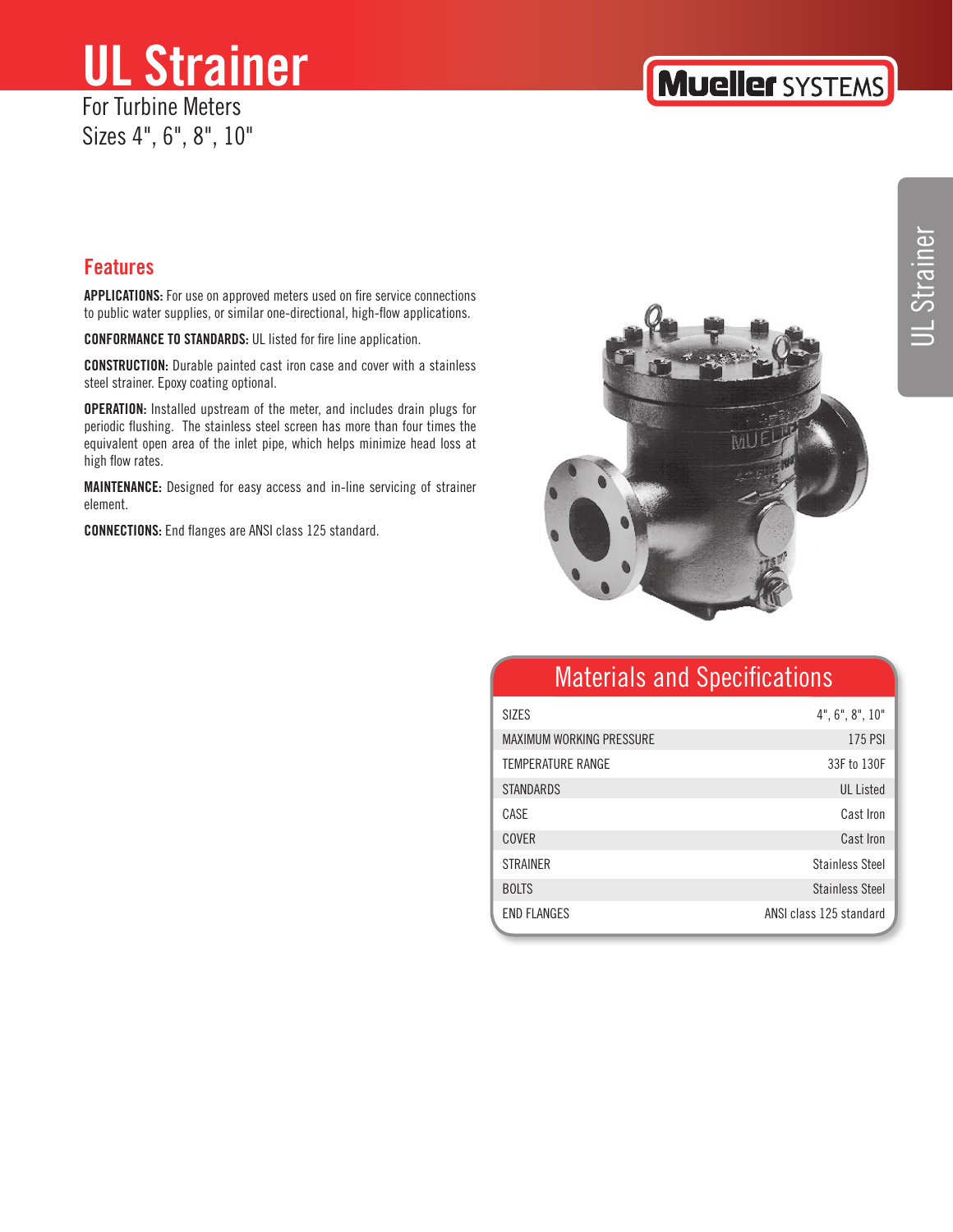# UL Strainer

For Turbine Meters
Sizes 4", 6", 8", 10"

## Features

**APPLICATIONS:** For use on approved meters used on fire service connections to public water supplies, or similar one-directional, high-flow applications.

**CONFORMANCE TO STANDARDS:** UL listed for fire line application.

**CONSTRUCTION:** Durable painted cast iron case and cover with a stainless steel strainer. Epoxy coating optional.

**OPERATION:** Installed upstream of the meter, and includes drain plugs for periodic flushing. The stainless steel screen has more than four times the equivalent open area of the inlet pipe, which helps minimize head loss at high flow rates.

**MAINTENANCE:** Designed for easy access and in-line servicing of strainer element.

**CONNECTIONS:** End flanges are ANSI class 125 standard.

## Materials and Specifications

| | |
|---|---|
| SIZES | 4", 6", 8", 10" |
| MAXIMUM WORKING PRESSURE | 175 PSI |
| TEMPERATURE RANGE | 33F to 130F |
| STANDARDS | UL Listed |
| CASE | Cast Iron |
| COVER | Cast Iron |
| STRAINER | Stainless Steel |
| BOLTS | Stainless Steel |
| END FLANGES | ANSI class 125 standard |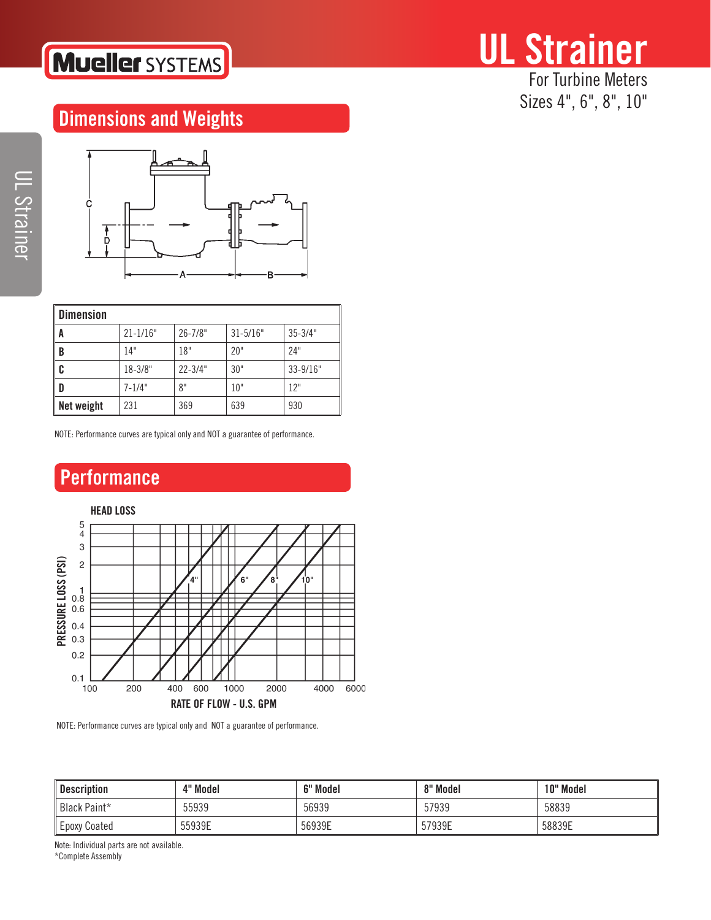# UL Strainer

For Turbine Meters
Sizes 4", 6", 8", 10"

## Dimensions and Weights

C
D
A
B

| Dimension | | | | |
|---|---|---|---|---|
| A | 21-1/16" | 26-7/8" | 31-5/16" | 35-3/4" |
| B | 14" | 18" | 20" | 24" |
| C | 18-3/8" | 22-3/4" | 30" | 33-9/16" |
| D | 7-1/4" | 8" | 10" | 12" |
| Net weight | 231 | 369 | 639 | 930 |

NOTE: Performance curves are typical only and NOT a guarantee of performance.

## Performance

HEAD LOSS

PRESSURE LOSS (PSI)

5
4
3
2
1
0.8
0.6
0.4
0.3
0.2
0.1

4"
6"
8"
10"

100
200
400
600
1000
2000
4000
6000

RATE OF FLOW - U.S. GPM

NOTE: Performance curves are typical only and NOT a guarantee of performance.

| Description | 4" Model | 6" Model | 8" Model | 10" Model |
|---|---|---|---|---|
| Black Paint* | 55939 | 56939 | 57939 | 58839 |
| Epoxy Coated | 55939E | 56939E | 57939E | 58839E |

Note: Individual parts are not available.
*Complete Assembly